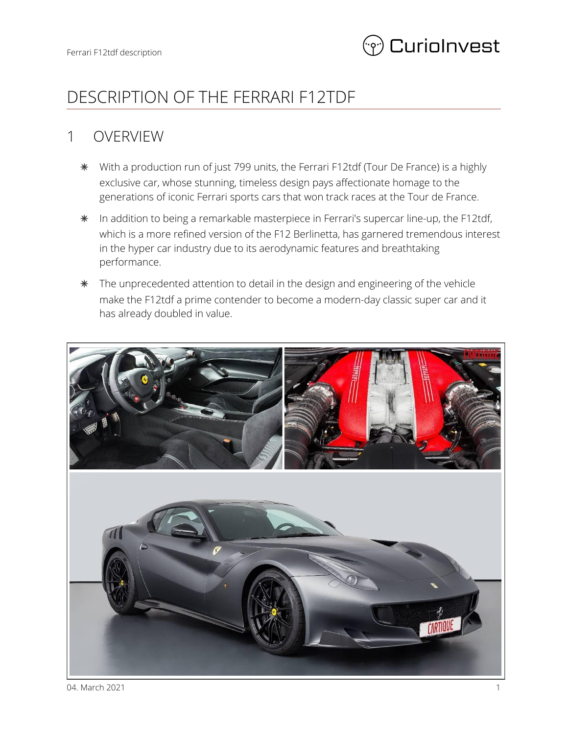# DESCRIPTION OF THE FERRARI F12TDF

## 1 OVERVIEW

- With a production run of just 799 units, the Ferrari F12tdf (Tour De France) is a highly exclusive car, whose stunning, timeless design pays affectionate homage to the generations of iconic Ferrari sports cars that won track races at the Tour de France.
- In addition to being a remarkable masterpiece in Ferrari's supercar line-up, the F12tdf, which is a more refined version of the F12 Berlinetta, has garnered tremendous interest in the hyper car industry due to its aerodynamic features and breathtaking performance.
- The unprecedented attention to detail in the design and engineering of the vehicle make the F12tdf a prime contender to become a modern-day classic super car and it has already doubled in value.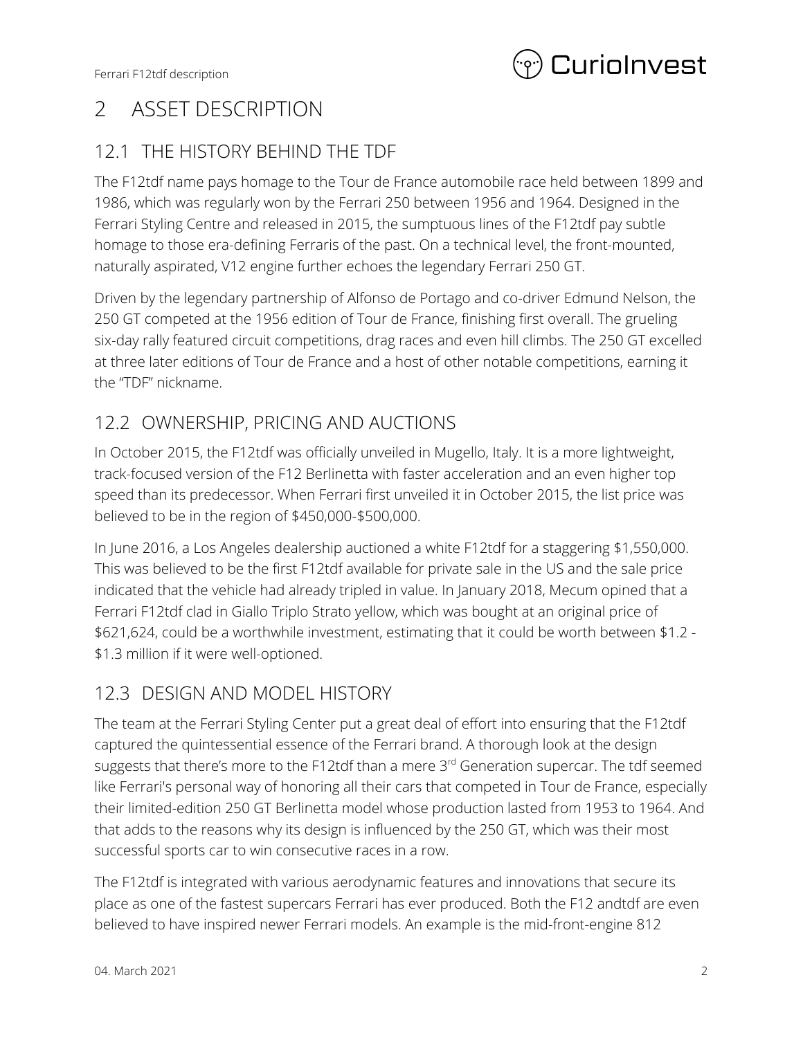# 2 ASSET DESCRIPTION

## 12.1 THE HISTORY BEHIND THE TDF

The F12tdf name pays homage to the Tour de France automobile race held between 1899 and 1986, which was regularly won by the Ferrari 250 between 1956 and 1964. Designed in the Ferrari Styling Centre and released in 2015, the sumptuous lines of the F12tdf pay subtle homage to those era-defining Ferraris of the past. On a technical level, the front-mounted, naturally aspirated, V12 engine further echoes the legendary Ferrari 250 GT.

Driven by the legendary partnership of Alfonso de Portago and co-driver Edmund Nelson, the 250 GT competed at the 1956 edition of Tour de France, finishing first overall. The grueling six-day rally featured circuit competitions, drag races and even hill climbs. The 250 GT excelled at three later editions of Tour de France and a host of other notable competitions, earning it the “TDF” nickname.

## 12.2 OWNERSHIP, PRICING AND AUCTIONS

In October 2015, the F12tdf was officially unveiled in Mugello, Italy. It is a more lightweight, track-focused version of the F12 Berlinetta with faster acceleration and an even higher top speed than its predecessor. When Ferrari first unveiled it in October 2015, the list price was believed to be in the region of $450,000-$500,000.

In June 2016, a Los Angeles dealership auctioned a white F12tdf for a staggering $1,550,000. This was believed to be the first F12tdf available for private sale in the US and the sale price indicated that the vehicle had already tripled in value. In January 2018, Mecum opined that a Ferrari F12tdf clad in Giallo Triplo Strato yellow, which was bought at an original price of $621,624, could be a worthwhile investment, estimating that it could be worth between $1.2 - $1.3 million if it were well-optioned.

## 12.3 DESIGN AND MODEL HISTORY

The team at the Ferrari Styling Center put a great deal of effort into ensuring that the F12tdf captured the quintessential essence of the Ferrari brand. A thorough look at the design suggests that there’s more to the F12tdf than a mere 3rd Generation supercar. The tdf seemed like Ferrari's personal way of honoring all their cars that competed in Tour de France, especially their limited-edition 250 GT Berlinetta model whose production lasted from 1953 to 1964. And that adds to the reasons why its design is influenced by the 250 GT, which was their most successful sports car to win consecutive races in a row.

The F12tdf is integrated with various aerodynamic features and innovations that secure its place as one of the fastest supercars Ferrari has ever produced. Both the F12 andtdf are even believed to have inspired newer Ferrari models. An example is the mid-front-engine 812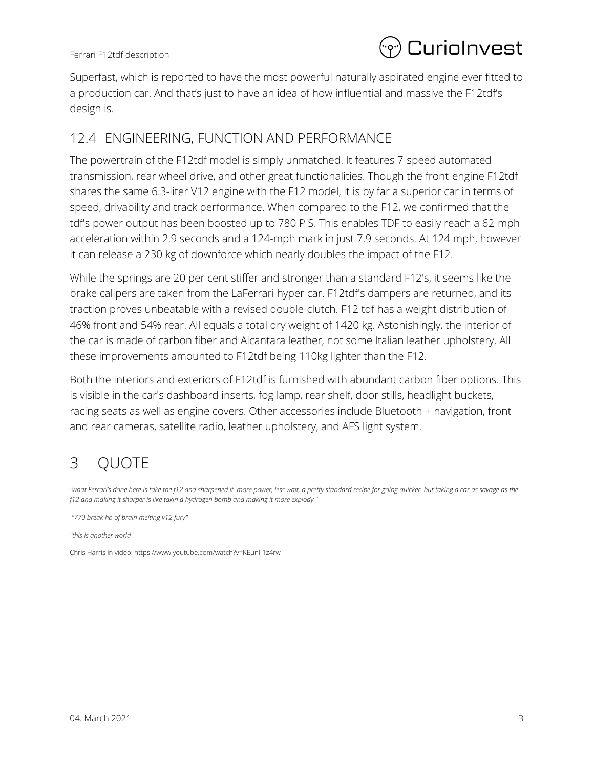Superfast, which is reported to have the most powerful naturally aspirated engine ever fitted to a production car. And that's just to have an idea of how influential and massive the F12tdf's design is.

## 12.4 ENGINEERING, FUNCTION AND PERFORMANCE

The powertrain of the F12tdf model is simply unmatched. It features 7-speed automated transmission, rear wheel drive, and other great functionalities. Though the front-engine F12tdf shares the same 6.3-liter V12 engine with the F12 model, it is by far a superior car in terms of speed, drivability and track performance. When compared to the F12, we confirmed that the tdf's power output has been boosted up to 780 P S. This enables TDF to easily reach a 62-mph acceleration within 2.9 seconds and a 124-mph mark in just 7.9 seconds. At 124 mph, however it can release a 230 kg of downforce which nearly doubles the impact of the F12.

While the springs are 20 per cent stiffer and stronger than a standard F12's, it seems like the brake calipers are taken from the LaFerrari hyper car. F12tdf's dampers are returned, and its traction proves unbeatable with a revised double-clutch. F12 tdf has a weight distribution of 46% front and 54% rear. All equals a total dry weight of 1420 kg. Astonishingly, the interior of the car is made of carbon fiber and Alcantara leather, not some Italian leather upholstery. All these improvements amounted to F12tdf being 110kg lighter than the F12.

Both the interiors and exteriors of F12tdf is furnished with abundant carbon fiber options. This is visible in the car's dashboard inserts, fog lamp, rear shelf, door stills, headlight buckets, racing seats as well as engine covers. Other accessories include Bluetooth + navigation, front and rear cameras, satellite radio, leather upholstery, and AFS light system.

# 3 QUOTE

*"what Ferrari's done here is take the f12 and sharpened it. more power, less wait, a pretty standard recipe for going quicker. but taking a car as savage as the f12 and making it sharper is like takin a hydrogen bomb and making it more explody."*

*"770 break hp of brain melting v12 fury"*

*"this is another world"*

Chris Harris in video: https://www.youtube.com/watch?v=KEunl-1z4rw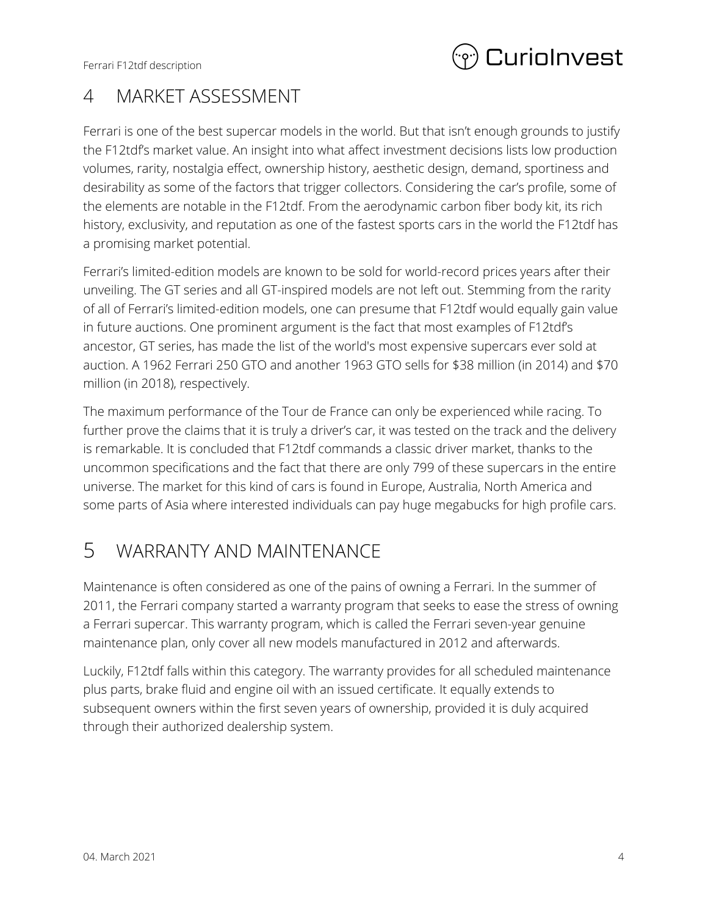## 4 MARKET ASSESSMENT

Ferrari is one of the best supercar models in the world. But that isn't enough grounds to justify the F12tdf's market value. An insight into what affect investment decisions lists low production volumes, rarity, nostalgia effect, ownership history, aesthetic design, demand, sportiness and desirability as some of the factors that trigger collectors. Considering the car's profile, some of the elements are notable in the F12tdf. From the aerodynamic carbon fiber body kit, its rich history, exclusivity, and reputation as one of the fastest sports cars in the world the F12tdf has a promising market potential.

Ferrari's limited-edition models are known to be sold for world-record prices years after their unveiling. The GT series and all GT-inspired models are not left out. Stemming from the rarity of all of Ferrari's limited-edition models, one can presume that F12tdf would equally gain value in future auctions. One prominent argument is the fact that most examples of F12tdf's ancestor, GT series, has made the list of the world's most expensive supercars ever sold at auction. A 1962 Ferrari 250 GTO and another 1963 GTO sells for $38 million (in 2014) and $70 million (in 2018), respectively.

The maximum performance of the Tour de France can only be experienced while racing. To further prove the claims that it is truly a driver's car, it was tested on the track and the delivery is remarkable. It is concluded that F12tdf commands a classic driver market, thanks to the uncommon specifications and the fact that there are only 799 of these supercars in the entire universe. The market for this kind of cars is found in Europe, Australia, North America and some parts of Asia where interested individuals can pay huge megabucks for high profile cars.

## 5 WARRANTY AND MAINTENANCE

Maintenance is often considered as one of the pains of owning a Ferrari. In the summer of 2011, the Ferrari company started a warranty program that seeks to ease the stress of owning a Ferrari supercar. This warranty program, which is called the Ferrari seven-year genuine maintenance plan, only cover all new models manufactured in 2012 and afterwards.

Luckily, F12tdf falls within this category. The warranty provides for all scheduled maintenance plus parts, brake fluid and engine oil with an issued certificate. It equally extends to subsequent owners within the first seven years of ownership, provided it is duly acquired through their authorized dealership system.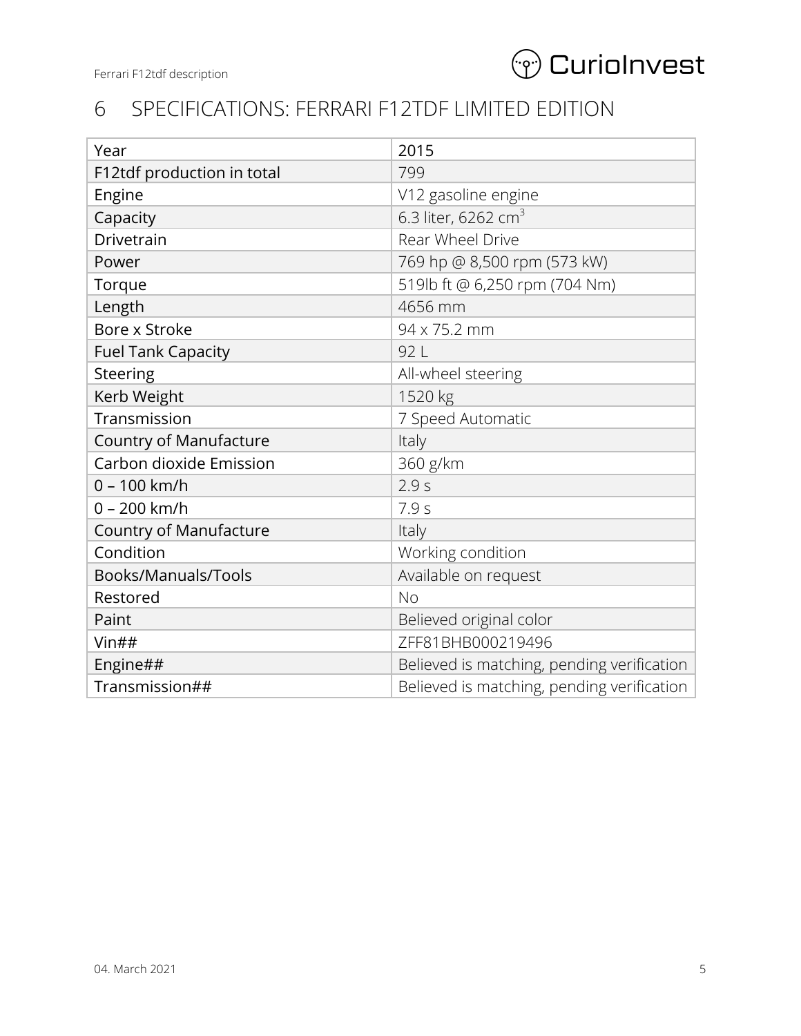# 6 SPECIFICATIONS: FERRARI F12TDF LIMITED EDITION

| Year | 2015 |
|---|---|
| F12tdf production in total | 799 |
| Engine | V12 gasoline engine |
| Capacity | 6.3 liter, 6262 $cm^3$ |
| Drivetrain | Rear Wheel Drive |
| Power | 769 hp @ 8,500 rpm (573 kW) |
| Torque | 519lb ft @ 6,250 rpm (704 Nm) |
| Length | 4656 mm |
| Bore x Stroke | 94 x 75.2 mm |
| Fuel Tank Capacity | 92 L |
| Steering | All-wheel steering |
| Kerb Weight | 1520 kg |
| Transmission | 7 Speed Automatic |
| Country of Manufacture | Italy |
| Carbon dioxide Emission | 360 g/km |
| 0 – 100 km/h | 2.9 s |
| 0 – 200 km/h | 7.9 s |
| Country of Manufacture | Italy |
| Condition | Working condition |
| Books/Manuals/Tools | Available on request |
| Restored | No |
| Paint | Believed original color |
| Vin## | ZFF81BHB000219496 |
| Engine## | Believed is matching, pending verification |
| Transmission## | Believed is matching, pending verification |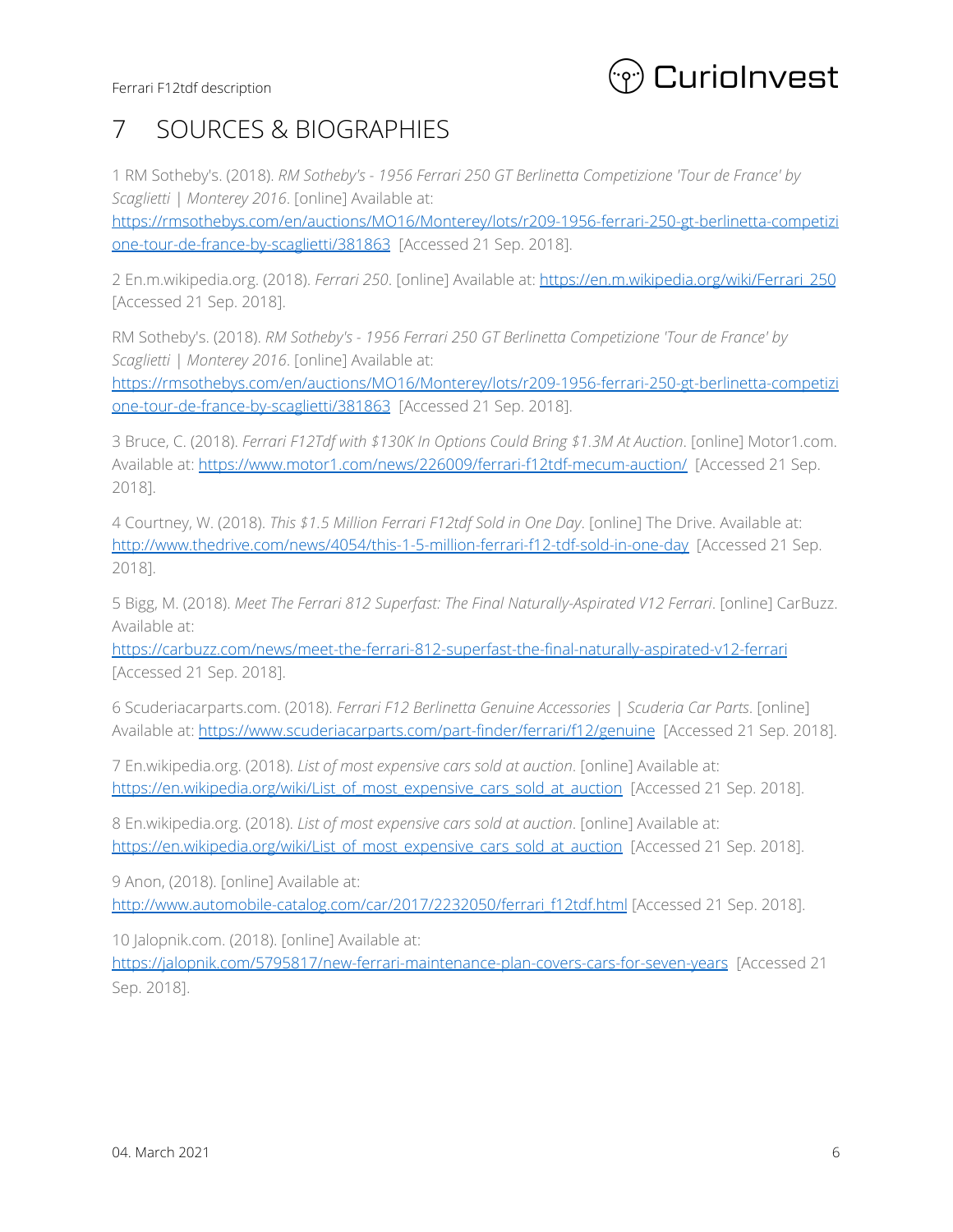# 7 SOURCES & BIOGRAPHIES

1 RM Sotheby's. (2018). *RM Sotheby's - 1956 Ferrari 250 GT Berlinetta Competizione 'Tour de France' by Scaglietti | Monterey 2016*. [online] Available at: https://rmsothebys.com/en/auctions/MO16/Monterey/lots/r209-1956-ferrari-250-gt-berlinetta-competizione-tour-de-france-by-scaglietti/381863 [Accessed 21 Sep. 2018].

2 En.m.wikipedia.org. (2018). *Ferrari 250*. [online] Available at: https://en.m.wikipedia.org/wiki/Ferrari_250 [Accessed 21 Sep. 2018].

RM Sotheby's. (2018). *RM Sotheby's - 1956 Ferrari 250 GT Berlinetta Competizione 'Tour de France' by Scaglietti | Monterey 2016*. [online] Available at: https://rmsothebys.com/en/auctions/MO16/Monterey/lots/r209-1956-ferrari-250-gt-berlinetta-competizione-tour-de-france-by-scaglietti/381863 [Accessed 21 Sep. 2018].

3 Bruce, C. (2018). *Ferrari F12Tdf with $130K In Options Could Bring $1.3M At Auction*. [online] Motor1.com. Available at: https://www.motor1.com/news/226009/ferrari-f12tdf-mecum-auction/ [Accessed 21 Sep. 2018].

4 Courtney, W. (2018). *This $1.5 Million Ferrari F12tdf Sold in One Day*. [online] The Drive. Available at: http://www.thedrive.com/news/4054/this-1-5-million-ferrari-f12-tdf-sold-in-one-day [Accessed 21 Sep. 2018].

5 Bigg, M. (2018). *Meet The Ferrari 812 Superfast: The Final Naturally-Aspirated V12 Ferrari*. [online] CarBuzz. Available at: https://carbuzz.com/news/meet-the-ferrari-812-superfast-the-final-naturally-aspirated-v12-ferrari [Accessed 21 Sep. 2018].

6 Scuderiacarparts.com. (2018). *Ferrari F12 Berlinetta Genuine Accessories | Scuderia Car Parts*. [online] Available at: https://www.scuderiacarparts.com/part-finder/ferrari/f12/genuine [Accessed 21 Sep. 2018].

7 En.wikipedia.org. (2018). *List of most expensive cars sold at auction*. [online] Available at: https://en.wikipedia.org/wiki/List_of_most_expensive_cars_sold_at_auction [Accessed 21 Sep. 2018].

8 En.wikipedia.org. (2018). *List of most expensive cars sold at auction*. [online] Available at: https://en.wikipedia.org/wiki/List_of_most_expensive_cars_sold_at_auction [Accessed 21 Sep. 2018].

9 Anon, (2018). [online] Available at: http://www.automobile-catalog.com/car/2017/2232050/ferrari_f12tdf.html [Accessed 21 Sep. 2018].

10 Jalopnik.com. (2018). [online] Available at: https://jalopnik.com/5795817/new-ferrari-maintenance-plan-covers-cars-for-seven-years [Accessed 21 Sep. 2018].